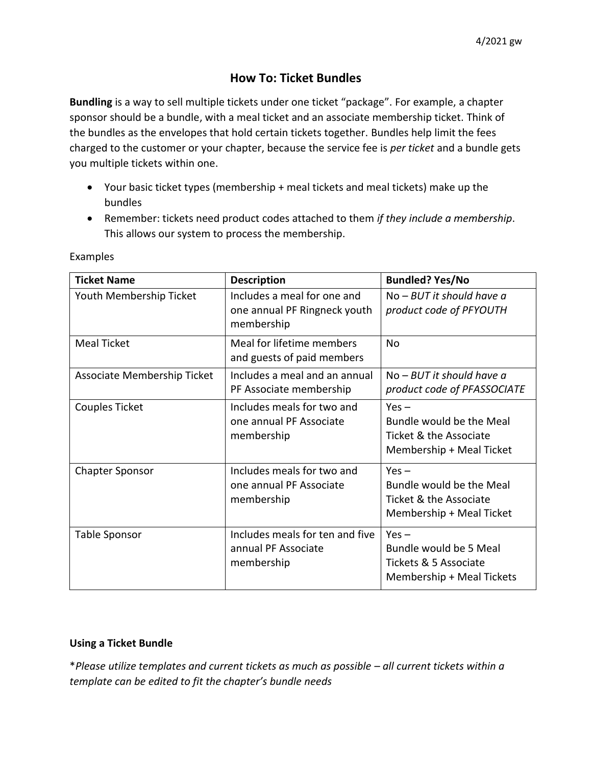4/2021 gw

# How To: Ticket Bundles

**Bundling** is a way to sell multiple tickets under one ticket "package". For example, a chapter sponsor should be a bundle, with a meal ticket and an associate membership ticket. Think of the bundles as the envelopes that hold certain tickets together. Bundles help limit the fees charged to the customer or your chapter, because the service fee is *per ticket* and a bundle gets you multiple tickets within one.

- Your basic ticket types (membership + meal tickets and meal tickets) make up the bundles
- Remember: tickets need product codes attached to them *if they include a membership*. This allows our system to process the membership.

Examples

| Ticket Name | Description | Bundled? Yes/No |
|---|---|---|
| Youth Membership Ticket | Includes a meal for one and one annual PF Ringneck youth membership | No – *BUT it should have a product code of PFYOUTH* |
| Meal Ticket | Meal for lifetime members and guests of paid members | No |
| Associate Membership Ticket | Includes a meal and an annual PF Associate membership | No – *BUT it should have a product code of PFASSOCIATE* |
| Couples Ticket | Includes meals for two and one annual PF Associate membership | Yes – Bundle would be the Meal Ticket & the Associate Membership + Meal Ticket |
| Chapter Sponsor | Includes meals for two and one annual PF Associate membership | Yes – Bundle would be the Meal Ticket & the Associate Membership + Meal Ticket |
| Table Sponsor | Includes meals for ten and five annual PF Associate membership | Yes – Bundle would be 5 Meal Tickets & 5 Associate Membership + Meal Tickets |

**Using a Ticket Bundle**

**Please utilize templates and current tickets as much as possible – all current tickets within a template can be edited to fit the chapter's bundle needs*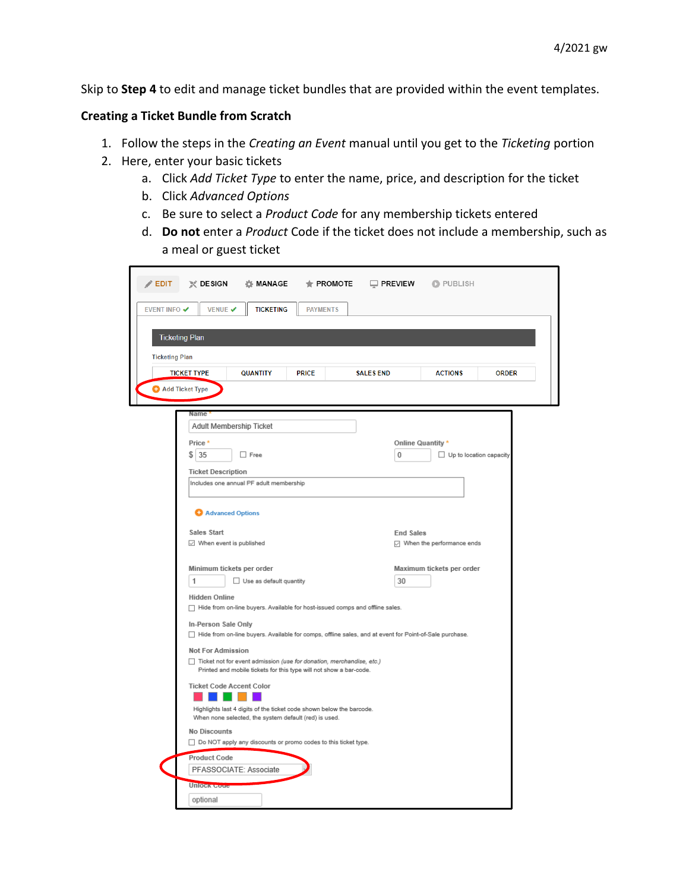Skip to **Step 4** to edit and manage ticket bundles that are provided within the event templates.

**Creating a Ticket Bundle from Scratch**

1. Follow the steps in the *Creating an Event* manual until you get to the *Ticketing* portion
2. Here, enter your basic tickets
   a. Click *Add Ticket Type* to enter the name, price, and description for the ticket
   b. Click *Advanced Options*
   c. Be sure to select a *Product Code* for any membership tickets entered
   d. **Do not** enter a *Product* Code if the ticket does not include a membership, such as a meal or guest ticket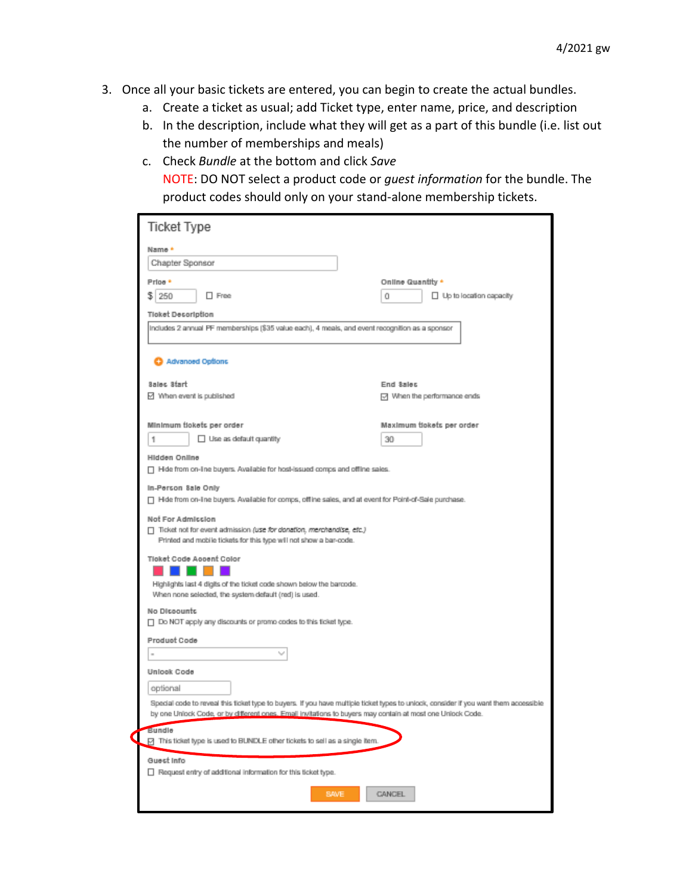3. Once all your basic tickets are entered, you can begin to create the actual bundles.
   a. Create a ticket as usual; add Ticket type, enter name, price, and description
   b. In the description, include what they will get as a part of this bundle (i.e. list out the number of memberships and meals)
   c. Check *Bundle* at the bottom and click *Save*

      NOTE: DO NOT select a product code or *guest information* for the bundle. The product codes should only on your stand-alone membership tickets.

**Ticket Type**

Name *

Chapter Sponsor

Price * $ 250 ☐ Free

Online Quantity * 0 ☐ Up to location capacity

Ticket Description

Includes 2 annual PF memberships ($35 value each), 4 meals, and event recognition as a sponsor

Advanced Options

Sales Start ☑ When event is published

End Sales ☑ When the performance ends

Minimum tickets per order 1 ☐ Use as default quantity

Maximum tickets per order 30

Hidden Online

☐ Hide from on-line buyers. Available for host-issued comps and offline sales.

In-Person Sale Only

☐ Hide from on-line buyers. Available for comps, offline sales, and at event for Point-of-Sale purchase.

Not For Admission

☐ Ticket not for event admission *(use for donation, merchandise, etc.)*
Printed and mobile tickets for this type will not show a bar-code.

Ticket Code Accent Color

Highlights last 4 digits of the ticket code shown below the barcode.
When none selected, the system default (red) is used.

No Discounts

☐ Do NOT apply any discounts or promo codes to this ticket type.

Product Code

-

Unlock Code

optional

Special code to reveal this ticket type to buyers. If you have multiple ticket types to unlock, consider if you want them accessible by one Unlock Code, or by different ones. Email invitations to buyers may contain at most one Unlock Code.

Bundle

☑ This ticket type is used to BUNDLE other tickets to sell as a single item.

Guest Info

☐ Request entry of additional information for this ticket type.

SAVE CANCEL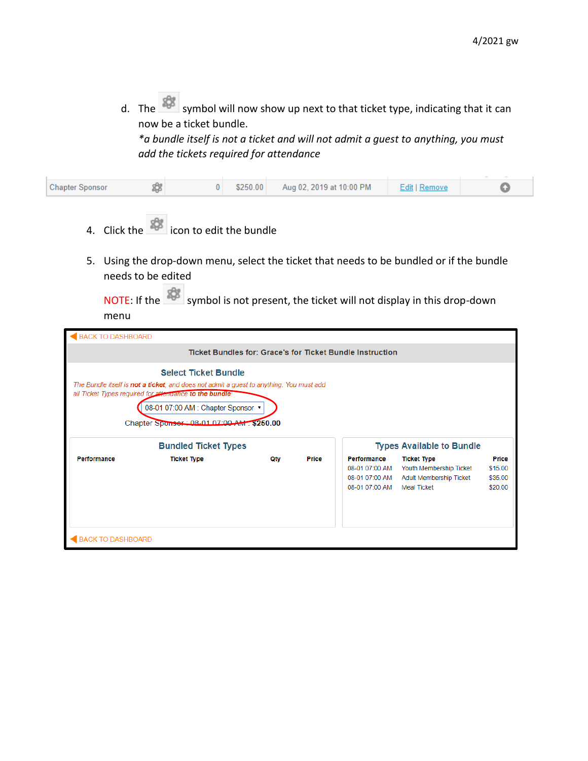d. The ⚙ symbol will now show up next to that ticket type, indicating that it can now be a ticket bundle.
*\*a bundle itself is not a ticket and will not admit a guest to anything, you must add the tickets required for attendance*

| Chapter Sponsor | ⚙ | 0 | $250.00 | Aug 02, 2019 at 10:00 PM | Edit \| Remove | |
|---|---|---|---|---|---|---|

4. Click the ⚙ icon to edit the bundle

5. Using the drop-down menu, select the ticket that needs to be bundled or if the bundle needs to be edited

   NOTE: If the ⚙ symbol is not present, the ticket will not display in this drop-down menu

BACK TO DASHBOARD

**Ticket Bundles for: Grace's for Ticket Bundle Instruction**

**Select Ticket Bundle**

*The Bundle itself is **not a ticket**, and does not admit a guest to anything. You must add all Ticket Types required for attendance **to the bundle**!*

08-01 07:00 AM : Chapter Sponsor ▾

Chapter Sponsor : 08-01 07:00 AM : $250.00

**Bundled Ticket Types**

| Performance | Ticket Type | Qty | Price |
|---|---|---|---|

**Types Available to Bundle**

| Performance | Ticket Type | Price |
|---|---|---|
| 08-01 07:00 AM | Youth Membership Ticket | $15.00 |
| 08-01 07:00 AM | Adult Membership Ticket | $35.00 |
| 08-01 07:00 AM | Meal Ticket | $20.00 |

BACK TO DASHBOARD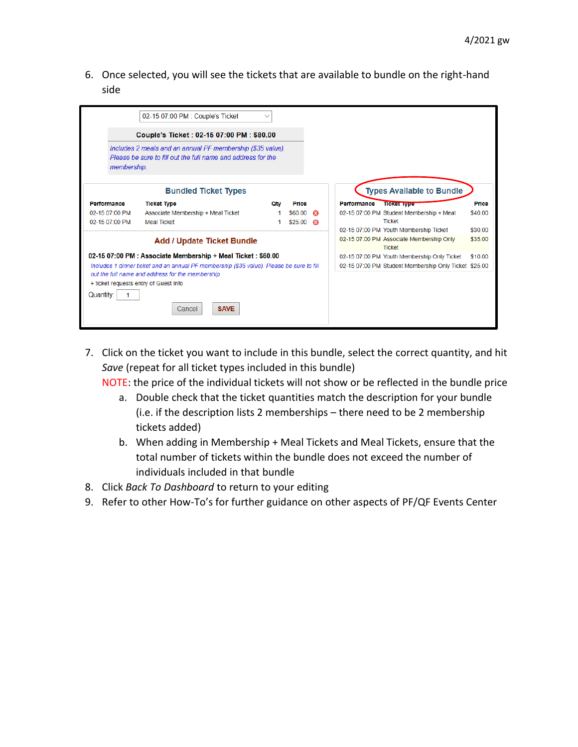6. Once selected, you will see the tickets that are available to bundle on the right-hand side

02-15 07:00 PM : Couple's Ticket

**Couple's Ticket : 02-15 07:00 PM : $80.00**

*Includes 2 meals and an annual PF membership ($35 value). Please be sure to fill out the full name and address for the membership.*

**Bundled Ticket Types**

| Performance | Ticket Type | Qty | Price |
|---|---|---|---|
| 02-15 07:00 PM | Associate Membership + Meal Ticket | 1 | $60.00 |
| 02-15 07:00 PM | Meal Ticket | 1 | $25.00 |

**Add / Update Ticket Bundle**

**02-15 07:00 PM : Associate Membership + Meal Ticket : $60.00**

*Includes 1 dinner ticket and an annual PF membership ($35 value). Please be sure to fill out the full name and address for the membership*

+ ticket requests entry of Guest Info

Quantity: 1

Cancel SAVE

**Types Available to Bundle**

| Performance | Ticket Type | Price |
|---|---|---|
| 02-15 07:00 PM | Student Membership + Meal Ticket | $40.00 |
| 02-15 07:00 PM | Youth Membership Ticket | $30.00 |
| 02-15 07:00 PM | Associate Membership Only Ticket | $35.00 |
| 02-15 07:00 PM | Youth Membership Only Ticket | $10.00 |
| 02-15 07:00 PM | Student Membership Only Ticket | $25.00 |

7. Click on the ticket you want to include in this bundle, select the correct quantity, and hit *Save* (repeat for all ticket types included in this bundle)
   NOTE: the price of the individual tickets will not show or be reflected in the bundle price
   a. Double check that the ticket quantities match the description for your bundle (i.e. if the description lists 2 memberships – there need to be 2 membership tickets added)
   b. When adding in Membership + Meal Tickets and Meal Tickets, ensure that the total number of tickets within the bundle does not exceed the number of individuals included in that bundle
8. Click *Back To Dashboard* to return to your editing
9. Refer to other How-To's for further guidance on other aspects of PF/QF Events Center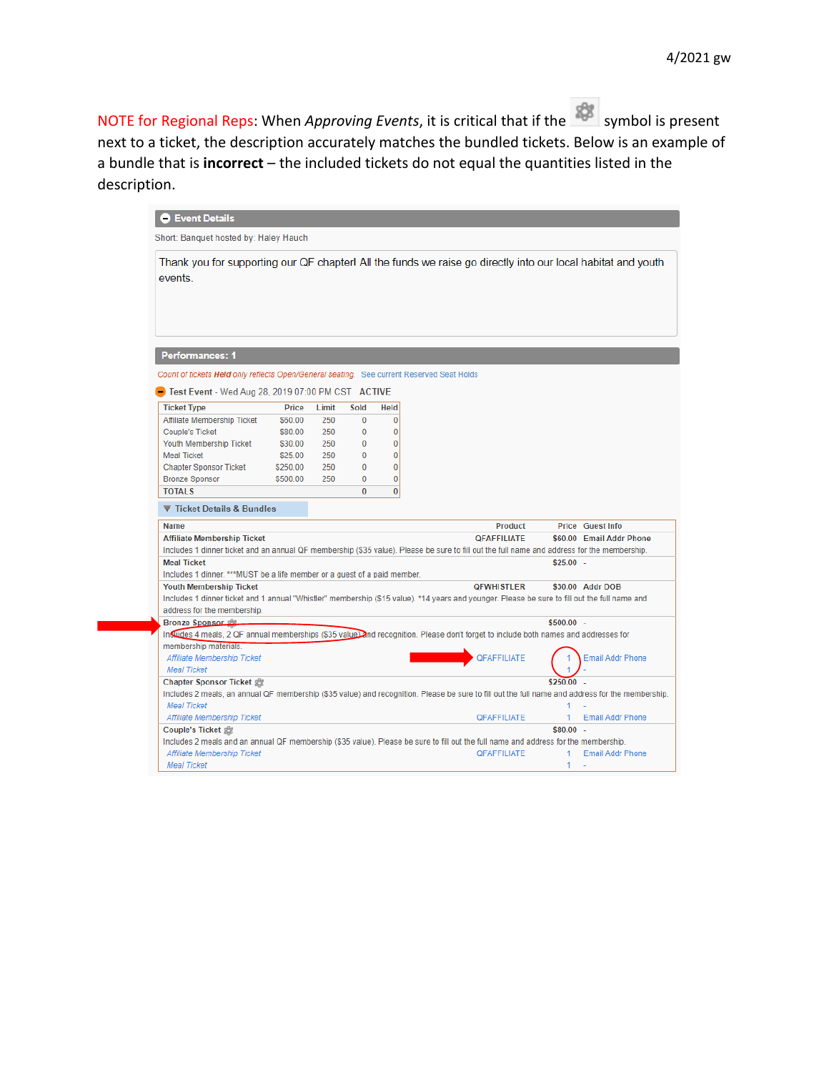4/2021 gw

NOTE for Regional Reps: When *Approving Events*, it is critical that if the ⚙ symbol is present next to a ticket, the description accurately matches the bundled tickets. Below is an example of a bundle that is **incorrect** – the included tickets do not equal the quantities listed in the description.

**Event Details**

Short: Banquet hosted by: Haley Hauch

Thank you for supporting our QF chapter! All the funds we raise go directly into our local habitat and youth events.

**Performances: 1**

*Count of tickets Held only reflects Open/General seating.* See current Reserved Seat Holds

Test Event - Wed Aug 28, 2019 07:00 PM CST ACTIVE

| Ticket Type | Price | Limit | Sold | Held |
|---|---|---|---|---|
| Affiliate Membership Ticket | $60.00 | 250 | 0 | 0 |
| Couple's Ticket | $80.00 | 250 | 0 | 0 |
| Youth Membership Ticket | $30.00 | 250 | 0 | 0 |
| Meal Ticket | $25.00 | 250 | 0 | 0 |
| Chapter Sponsor Ticket | $250.00 | 250 | 0 | 0 |
| Bronze Sponsor | $500.00 | 250 | 0 | 0 |
| TOTALS | | | 0 | 0 |

Ticket Details & Bundles

| Name | Product | Qty | Price | Guest Info |
|---|---|---|---|---|
| **Affiliate Membership Ticket** | QFAFFILIATE | | $60.00 | Email Addr Phone |
| Includes 1 dinner ticket and an annual QF membership ($35 value). Please be sure to fill out the full name and address for the membership. | | | | |
| **Meal Ticket** | | | $25.00 | - |
| Includes 1 dinner. ***MUST be a life member or a guest of a paid member. | | | | |
| **Youth Membership Ticket** | QFWHISTLER | | $30.00 | Addr DOB |
| Includes 1 dinner ticket and 1 annual "Whistler" membership ($15 value). *14 years and younger. Please be sure to fill out the full name and address for the membership. | | | | |
| **Bronze Sponsor** ⚙ | | | $500.00 | - |
| Includes 4 meals, 2 QF annual memberships ($35 value) and recognition. Please don't forget to include both names and addresses for membership materials. | | | | |
| *Affiliate Membership Ticket* | QFAFFILIATE | 1 | | Email Addr Phone |
| *Meal Ticket* | | 1 | | - |
| **Chapter Sponsor Ticket** ⚙ | | | $250.00 | - |
| Includes 2 meals, an annual QF membership ($35 value) and recognition. Please be sure to fill out the full name and address for the membership. | | | | |
| *Meal Ticket* | | 1 | | - |
| *Affiliate Membership Ticket* | QFAFFILIATE | 1 | | Email Addr Phone |
| **Couple's Ticket** ⚙ | | | $80.00 | - |
| Includes 2 meals and an annual QF membership ($35 value). Please be sure to fill out the full name and address for the membership. | | | | |
| *Affiliate Membership Ticket* | QFAFFILIATE | 1 | | Email Addr Phone |
| *Meal Ticket* | | 1 | | - |